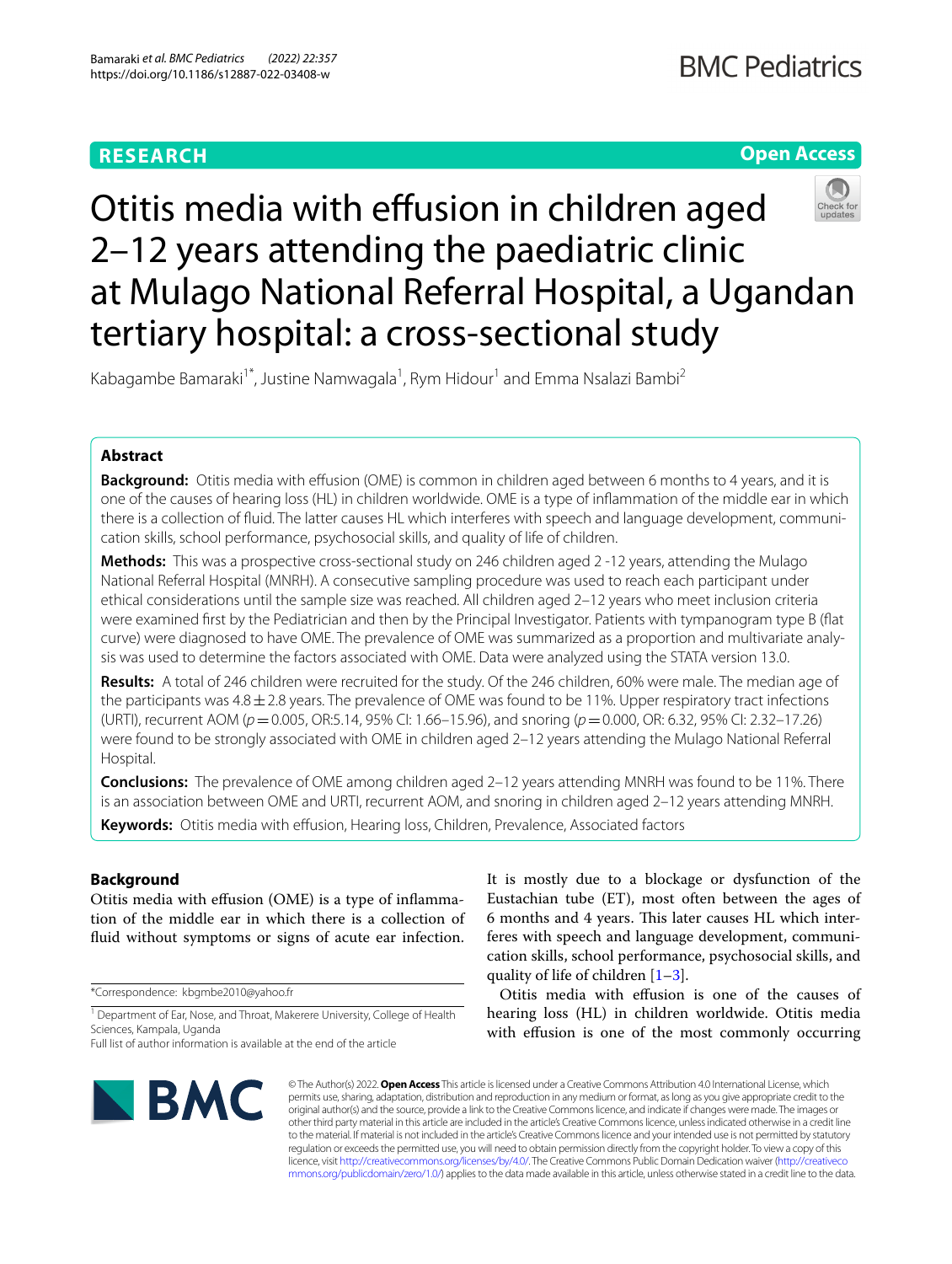RESEARCH

Open Access

# Otitis media with effusion in children aged 2–12 years attending the paediatric clinic at Mulago National Referral Hospital, a Ugandan tertiary hospital: a cross-sectional study

Kabagambe Bamaraki[1*], Justine Namwagala[1], Rym Hidour[1] and Emma Nsalazi Bambi[2]

## Abstract

**Background:** Otitis media with effusion (OME) is common in children aged between 6 months to 4 years, and it is one of the causes of hearing loss (HL) in children worldwide. OME is a type of inflammation of the middle ear in which there is a collection of fluid. The latter causes HL which interferes with speech and language development, communication skills, school performance, psychosocial skills, and quality of life of children.

**Methods:** This was a prospective cross-sectional study on 246 children aged 2 -12 years, attending the Mulago National Referral Hospital (MNRH). A consecutive sampling procedure was used to reach each participant under ethical considerations until the sample size was reached. All children aged 2–12 years who meet inclusion criteria were examined first by the Pediatrician and then by the Principal Investigator. Patients with tympanogram type B (flat curve) were diagnosed to have OME. The prevalence of OME was summarized as a proportion and multivariate analysis was used to determine the factors associated with OME. Data were analyzed using the STATA version 13.0.

**Results:** A total of 246 children were recruited for the study. Of the 246 children, 60% were male. The median age of the participants was 4.8 ± 2.8 years. The prevalence of OME was found to be 11%. Upper respiratory tract infections (URTI), recurrent AOM ($p$ = 0.005, OR:5.14, 95% CI: 1.66–15.96), and snoring ($p$ = 0.000, OR: 6.32, 95% CI: 2.32–17.26) were found to be strongly associated with OME in children aged 2–12 years attending the Mulago National Referral Hospital.

**Conclusions:** The prevalence of OME among children aged 2–12 years attending MNRH was found to be 11%. There is an association between OME and URTI, recurrent AOM, and snoring in children aged 2–12 years attending MNRH.

**Keywords:** Otitis media with effusion, Hearing loss, Children, Prevalence, Associated factors

## Background

Otitis media with effusion (OME) is a type of inflammation of the middle ear in which there is a collection of fluid without symptoms or signs of acute ear infection. It is mostly due to a blockage or dysfunction of the Eustachian tube (ET), most often between the ages of 6 months and 4 years. This later causes HL which interferes with speech and language development, communication skills, school performance, psychosocial skills, and quality of life of children [1–3].

Otitis media with effusion is one of the causes of hearing loss (HL) in children worldwide. Otitis media with effusion is one of the most commonly occurring

*Correspondence: kbgmbe2010@yahoo.fr

[1] Department of Ear, Nose, and Throat, Makerere University, College of Health Sciences, Kampala, Uganda

Full list of author information is available at the end of the article

© The Author(s) 2022. **Open Access** This article is licensed under a Creative Commons Attribution 4.0 International License, which permits use, sharing, adaptation, distribution and reproduction in any medium or format, as long as you give appropriate credit to the original author(s) and the source, provide a link to the Creative Commons licence, and indicate if changes were made. The images or other third party material in this article are included in the article's Creative Commons licence, unless indicated otherwise in a credit line to the material. If material is not included in the article's Creative Commons licence and your intended use is not permitted by statutory regulation or exceeds the permitted use, you will need to obtain permission directly from the copyright holder. To view a copy of this licence, visit http://creativecommons.org/licenses/by/4.0/. The Creative Commons Public Domain Dedication waiver (http://creativecommons.org/publicdomain/zero/1.0/) applies to the data made available in this article, unless otherwise stated in a credit line to the data.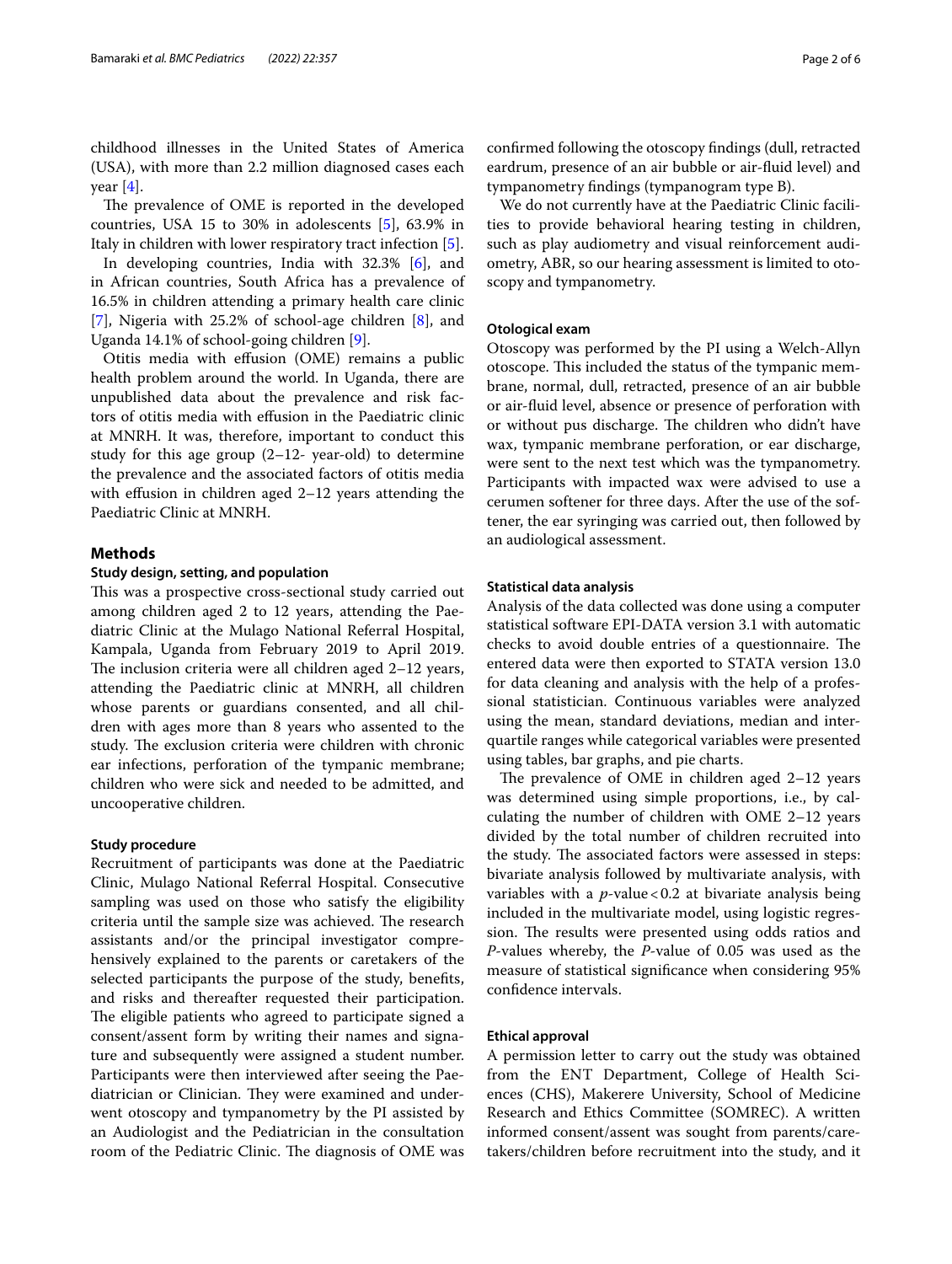childhood illnesses in the United States of America (USA), with more than 2.2 million diagnosed cases each year [4].

The prevalence of OME is reported in the developed countries, USA 15 to 30% in adolescents [5], 63.9% in Italy in children with lower respiratory tract infection [5].

In developing countries, India with 32.3% [6], and in African countries, South Africa has a prevalence of 16.5% in children attending a primary health care clinic [7], Nigeria with 25.2% of school-age children [8], and Uganda 14.1% of school-going children [9].

Otitis media with effusion (OME) remains a public health problem around the world. In Uganda, there are unpublished data about the prevalence and risk factors of otitis media with effusion in the Paediatric clinic at MNRH. It was, therefore, important to conduct this study for this age group (2–12- year-old) to determine the prevalence and the associated factors of otitis media with effusion in children aged 2–12 years attending the Paediatric Clinic at MNRH.

## Methods

### Study design, setting, and population

This was a prospective cross-sectional study carried out among children aged 2 to 12 years, attending the Paediatric Clinic at the Mulago National Referral Hospital, Kampala, Uganda from February 2019 to April 2019. The inclusion criteria were all children aged 2–12 years, attending the Paediatric clinic at MNRH, all children whose parents or guardians consented, and all children with ages more than 8 years who assented to the study. The exclusion criteria were children with chronic ear infections, perforation of the tympanic membrane; children who were sick and needed to be admitted, and uncooperative children.

### Study procedure

Recruitment of participants was done at the Paediatric Clinic, Mulago National Referral Hospital. Consecutive sampling was used on those who satisfy the eligibility criteria until the sample size was achieved. The research assistants and/or the principal investigator comprehensively explained to the parents or caretakers of the selected participants the purpose of the study, benefits, and risks and thereafter requested their participation. The eligible patients who agreed to participate signed a consent/assent form by writing their names and signature and subsequently were assigned a student number. Participants were then interviewed after seeing the Paediatrician or Clinician. They were examined and underwent otoscopy and tympanometry by the PI assisted by an Audiologist and the Pediatrician in the consultation room of the Pediatric Clinic. The diagnosis of OME was confirmed following the otoscopy findings (dull, retracted eardrum, presence of an air bubble or air-fluid level) and tympanometry findings (tympanogram type B).

We do not currently have at the Paediatric Clinic facilities to provide behavioral hearing testing in children, such as play audiometry and visual reinforcement audiometry, ABR, so our hearing assessment is limited to otoscopy and tympanometry.

### Otological exam

Otoscopy was performed by the PI using a Welch-Allyn otoscope. This included the status of the tympanic membrane, normal, dull, retracted, presence of an air bubble or air-fluid level, absence or presence of perforation with or without pus discharge. The children who didn't have wax, tympanic membrane perforation, or ear discharge, were sent to the next test which was the tympanometry. Participants with impacted wax were advised to use a cerumen softener for three days. After the use of the softener, the ear syringing was carried out, then followed by an audiological assessment.

### Statistical data analysis

Analysis of the data collected was done using a computer statistical software EPI-DATA version 3.1 with automatic checks to avoid double entries of a questionnaire. The entered data were then exported to STATA version 13.0 for data cleaning and analysis with the help of a professional statistician. Continuous variables were analyzed using the mean, standard deviations, median and interquartile ranges while categorical variables were presented using tables, bar graphs, and pie charts.

The prevalence of OME in children aged 2–12 years was determined using simple proportions, i.e., by calculating the number of children with OME 2–12 years divided by the total number of children recruited into the study. The associated factors were assessed in steps: bivariate analysis followed by multivariate analysis, with variables with a $p$-value < 0.2 at bivariate analysis being included in the multivariate model, using logistic regression. The results were presented using odds ratios and $P$-values whereby, the $P$-value of 0.05 was used as the measure of statistical significance when considering 95% confidence intervals.

### Ethical approval

A permission letter to carry out the study was obtained from the ENT Department, College of Health Sciences (CHS), Makerere University, School of Medicine Research and Ethics Committee (SOMREC). A written informed consent/assent was sought from parents/caretakers/children before recruitment into the study, and it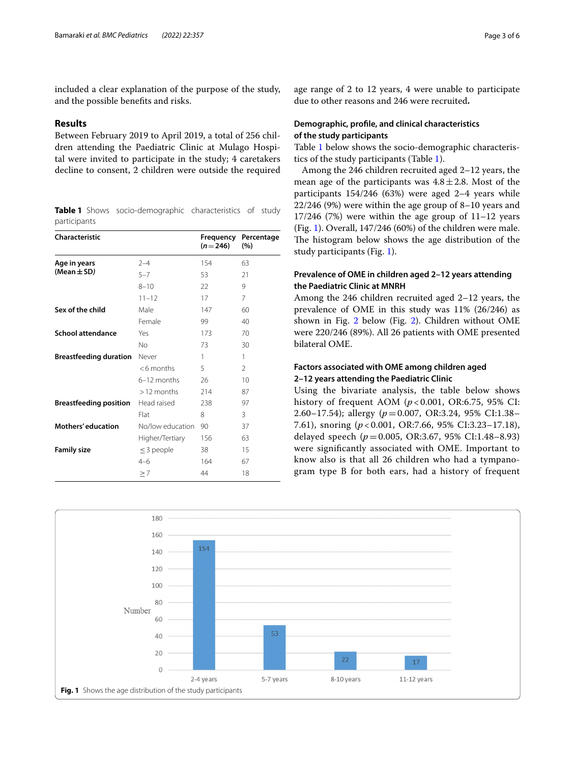included a clear explanation of the purpose of the study, and the possible benefits and risks.

## Results

Between February 2019 to April 2019, a total of 256 children attending the Paediatric Clinic at Mulago Hospital were invited to participate in the study; 4 caretakers decline to consent, 2 children were outside the required age range of 2 to 12 years, 4 were unable to participate due to other reasons and 246 were recruited.

**Table 1** Shows socio-demographic characteristics of study participants

| Characteristic | | Frequency ($n = 246$) | Percentage (%) |
|---|---|---|---|
| **Age in years (Mean ± SD)** | 2–4 | 154 | 63 |
| | 5–7 | 53 | 21 |
| | 8–10 | 22 | 9 |
| | 11–12 | 17 | 7 |
| **Sex of the child** | Male | 147 | 60 |
| | Female | 99 | 40 |
| **School attendance** | Yes | 173 | 70 |
| | No | 73 | 30 |
| **Breastfeeding duration** | Never | 1 | 1 |
| | < 6 months | 5 | 2 |
| | 6–12 months | 26 | 10 |
| | > 12 months | 214 | 87 |
| **Breastfeeding position** | Head raised | 238 | 97 |
| | Flat | 8 | 3 |
| **Mothers' education** | No/low education | 90 | 37 |
| | Higher/Tertiary | 156 | 63 |
| **Family size** | ≤ 3 people | 38 | 15 |
| | 4–6 | 164 | 67 |
| | ≥ 7 | 44 | 18 |

### Demographic, profile, and clinical characteristics of the study participants

Table 1 below shows the socio-demographic characteristics of the study participants (Table 1).

Among the 246 children recruited aged 2–12 years, the mean age of the participants was $4.8 \pm 2.8$. Most of the participants 154/246 (63%) were aged 2–4 years while 22/246 (9%) were within the age group of 8–10 years and 17/246 (7%) were within the age group of 11–12 years (Fig. 1). Overall, 147/246 (60%) of the children were male. The histogram below shows the age distribution of the study participants (Fig. 1).

### Prevalence of OME in children aged 2–12 years attending the Paediatric Clinic at MNRH

Among the 246 children recruited aged 2–12 years, the prevalence of OME in this study was 11% (26/246) as shown in Fig. 2 below (Fig. 2). Children without OME were 220/246 (89%). All 26 patients with OME presented bilateral OME.

### Factors associated with OME among children aged 2–12 years attending the Paediatric Clinic

Using the bivariate analysis, the table below shows history of frequent AOM ($p < 0.001$, OR:6.75, 95% CI: 2.60–17.54); allergy ($p = 0.007$, OR:3.24, 95% CI:1.38–7.61), snoring ($p < 0.001$, OR:7.66, 95% CI:3.23–17.18), delayed speech ($p = 0.005$, OR:3.67, 95% CI:1.48–8.93) were significantly associated with OME. Important to know also is that all 26 children who had a tympanogram type B for both ears, had a history of frequent

| Age group | Number |
|---|---|
| 2-4 years | 154 |
| 5-7 years | 53 |
| 8-10 years | 22 |
| 11-12 years | 17 |

**Fig. 1** Shows the age distribution of the study participants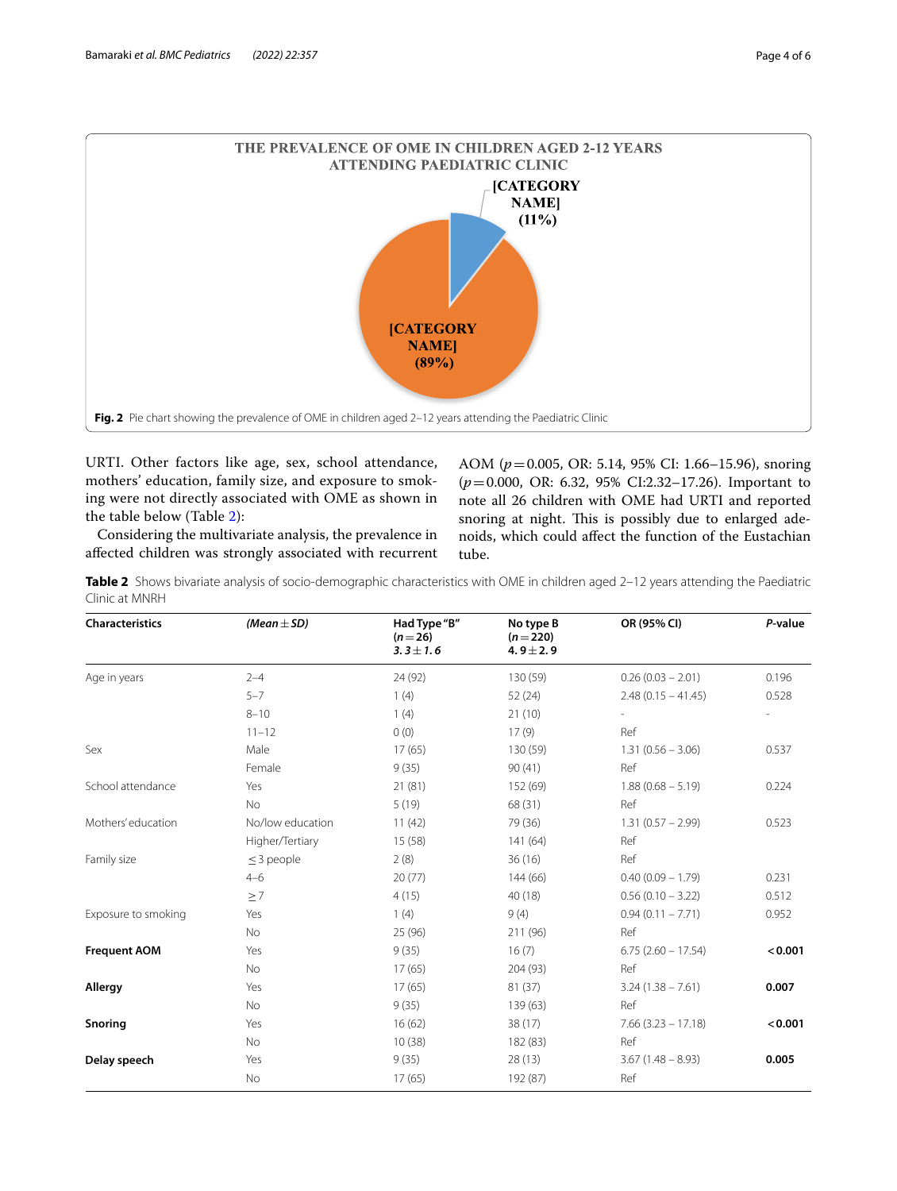THE PREVALENCE OF OME IN CHILDREN AGED 2-12 YEARS ATTENDING PAEDIATRIC CLINIC

[CATEGORY NAME] (11%)

[CATEGORY NAME] (89%)

**Fig. 2** Pie chart showing the prevalence of OME in children aged 2–12 years attending the Paediatric Clinic

URTI. Other factors like age, sex, school attendance, mothers' education, family size, and exposure to smoking were not directly associated with OME as shown in the table below (Table 2):

Considering the multivariate analysis, the prevalence in affected children was strongly associated with recurrent AOM ($p = 0.005$, OR: 5.14, 95% CI: 1.66–15.96), snoring ($p = 0.000$, OR: 6.32, 95% CI:2.32–17.26). Important to note all 26 children with OME had URTI and reported snoring at night. This is possibly due to enlarged adenoids, which could affect the function of the Eustachian tube.

**Table 2** Shows bivariate analysis of socio-demographic characteristics with OME in children aged 2–12 years attending the Paediatric Clinic at MNRH

| Characteristics | *(Mean ± SD)* | Had Type "B" ($n = 26$) *3.3 ± 1.6* | No type B ($n = 220$) 4.9 ± 2.9 | OR (95% CI) | *P*-value |
|---|---|---|---|---|---|
| Age in years | 2–4 | 24 (92) | 130 (59) | 0.26 (0.03 – 2.01) | 0.196 |
| | 5–7 | 1 (4) | 52 (24) | 2.48 (0.15 – 41.45) | 0.528 |
| | 8–10 | 1 (4) | 21 (10) | - | - |
| | 11–12 | 0 (0) | 17 (9) | Ref | |
| Sex | Male | 17 (65) | 130 (59) | 1.31 (0.56 – 3.06) | 0.537 |
| | Female | 9 (35) | 90 (41) | Ref | |
| School attendance | Yes | 21 (81) | 152 (69) | 1.88 (0.68 – 5.19) | 0.224 |
| | No | 5 (19) | 68 (31) | Ref | |
| Mothers' education | No/low education | 11 (42) | 79 (36) | 1.31 (0.57 – 2.99) | 0.523 |
| | Higher/Tertiary | 15 (58) | 141 (64) | Ref | |
| Family size | ≤ 3 people | 2 (8) | 36 (16) | Ref | |
| | 4–6 | 20 (77) | 144 (66) | 0.40 (0.09 – 1.79) | 0.231 |
| | ≥ 7 | 4 (15) | 40 (18) | 0.56 (0.10 – 3.22) | 0.512 |
| Exposure to smoking | Yes | 1 (4) | 9 (4) | 0.94 (0.11 – 7.71) | 0.952 |
| | No | 25 (96) | 211 (96) | Ref | |
| **Frequent AOM** | Yes | 9 (35) | 16 (7) | 6.75 (2.60 – 17.54) | **< 0.001** |
| | No | 17 (65) | 204 (93) | Ref | |
| **Allergy** | Yes | 17 (65) | 81 (37) | 3.24 (1.38 – 7.61) | **0.007** |
| | No | 9 (35) | 139 (63) | Ref | |
| **Snoring** | Yes | 16 (62) | 38 (17) | 7.66 (3.23 – 17.18) | **< 0.001** |
| | No | 10 (38) | 182 (83) | Ref | |
| **Delay speech** | Yes | 9 (35) | 28 (13) | 3.67 (1.48 – 8.93) | **0.005** |
| | No | 17 (65) | 192 (87) | Ref | |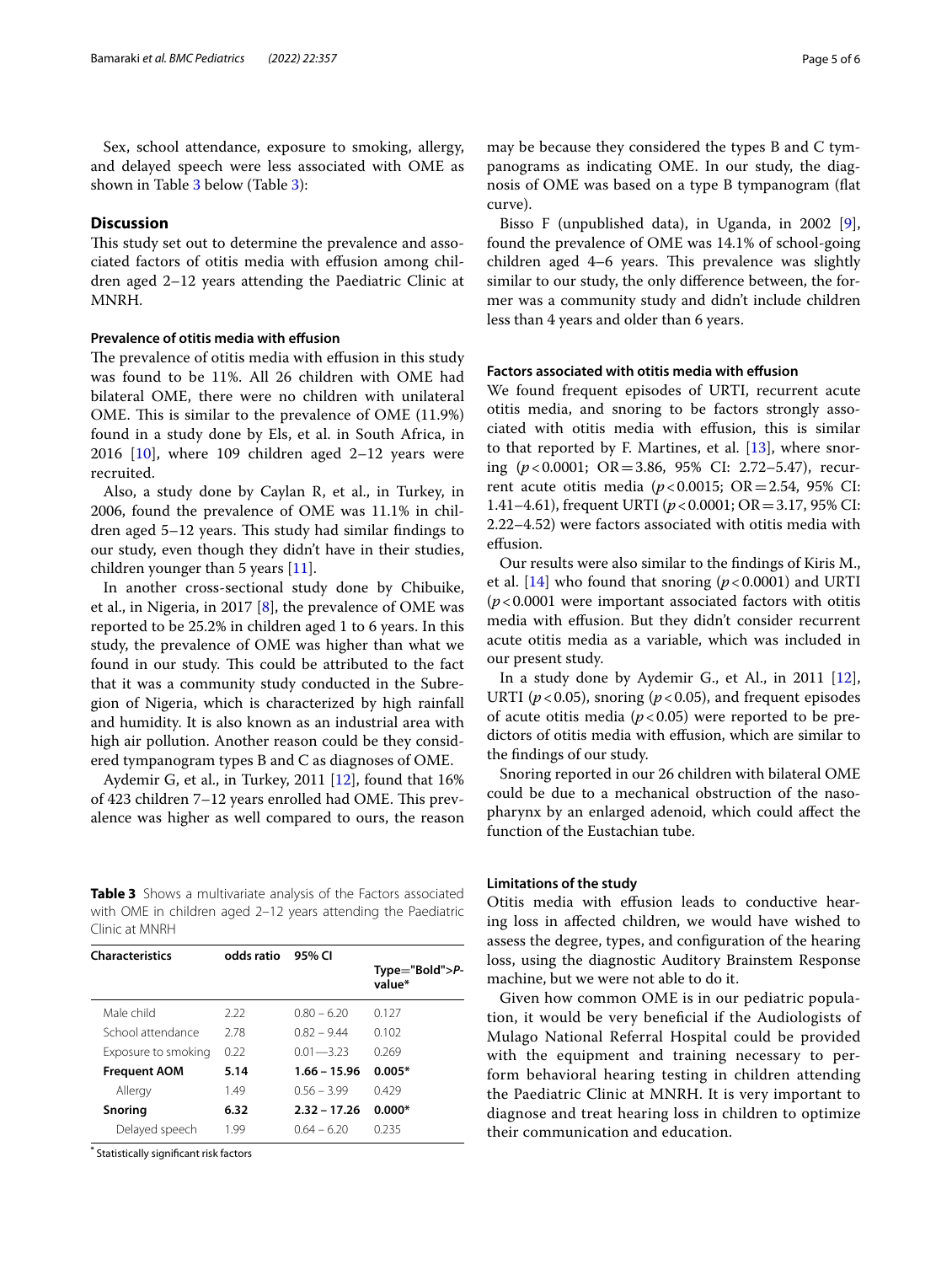Sex, school attendance, exposure to smoking, allergy, and delayed speech were less associated with OME as shown in Table 3 below (Table 3):

## Discussion

This study set out to determine the prevalence and associated factors of otitis media with effusion among children aged 2–12 years attending the Paediatric Clinic at MNRH.

### Prevalence of otitis media with effusion

The prevalence of otitis media with effusion in this study was found to be 11%. All 26 children with OME had bilateral OME, there were no children with unilateral OME. This is similar to the prevalence of OME (11.9%) found in a study done by Els, et al. in South Africa, in 2016 [10], where 109 children aged 2–12 years were recruited.

Also, a study done by Caylan R, et al., in Turkey, in 2006, found the prevalence of OME was 11.1% in children aged 5–12 years. This study had similar findings to our study, even though they didn't have in their studies, children younger than 5 years [11].

In another cross-sectional study done by Chibuike, et al., in Nigeria, in 2017 [8], the prevalence of OME was reported to be 25.2% in children aged 1 to 6 years. In this study, the prevalence of OME was higher than what we found in our study. This could be attributed to the fact that it was a community study conducted in the Subregion of Nigeria, which is characterized by high rainfall and humidity. It is also known as an industrial area with high air pollution. Another reason could be they considered tympanogram types B and C as diagnoses of OME.

Aydemir G, et al., in Turkey, 2011 [12], found that 16% of 423 children 7–12 years enrolled had OME. This prevalence was higher as well compared to ours, the reason may be because they considered the types B and C tympanograms as indicating OME. In our study, the diagnosis of OME was based on a type B tympanogram (flat curve).

Bisso F (unpublished data), in Uganda, in 2002 [9], found the prevalence of OME was 14.1% of school-going children aged 4–6 years. This prevalence was slightly similar to our study, the only difference between, the former was a community study and didn't include children less than 4 years and older than 6 years.

**Table 3** Shows a multivariate analysis of the Factors associated with OME in children aged 2–12 years attending the Paediatric Clinic at MNRH

| Characteristics | odds ratio | 95% CI | Type="Bold">*P*-value* |
|---|---|---|---|
| Male child | 2.22 | 0.80 – 6.20 | 0.127 |
| School attendance | 2.78 | 0.82 – 9.44 | 0.102 |
| Exposure to smoking | 0.22 | 0.01—3.23 | 0.269 |
| **Frequent AOM** | **5.14** | **1.66 – 15.96** | **0.005*** |
| Allergy | 1.49 | 0.56 – 3.99 | 0.429 |
| **Snoring** | **6.32** | **2.32 – 17.26** | **0.000*** |
| Delayed speech | 1.99 | 0.64 – 6.20 | 0.235 |

* Statistically significant risk factors

### Factors associated with otitis media with effusion

We found frequent episodes of URTI, recurrent acute otitis media, and snoring to be factors strongly associated with otitis media with effusion, this is similar to that reported by F. Martines, et al. [13], where snoring ($p < 0.0001$; OR = 3.86, 95% CI: 2.72–5.47), recurrent acute otitis media ($p < 0.0015$; OR = 2.54, 95% CI: 1.41–4.61), frequent URTI ($p < 0.0001$; OR = 3.17, 95% CI: 2.22–4.52) were factors associated with otitis media with effusion.

Our results were also similar to the findings of Kiris M., et al. [14] who found that snoring ($p < 0.0001$) and URTI ($p < 0.0001$ were important associated factors with otitis media with effusion. But they didn't consider recurrent acute otitis media as a variable, which was included in our present study.

In a study done by Aydemir G., et Al., in 2011 [12], URTI ($p < 0.05$), snoring ($p < 0.05$), and frequent episodes of acute otitis media ($p < 0.05$) were reported to be predictors of otitis media with effusion, which are similar to the findings of our study.

Snoring reported in our 26 children with bilateral OME could be due to a mechanical obstruction of the nasopharynx by an enlarged adenoid, which could affect the function of the Eustachian tube.

### Limitations of the study

Otitis media with effusion leads to conductive hearing loss in affected children, we would have wished to assess the degree, types, and configuration of the hearing loss, using the diagnostic Auditory Brainstem Response machine, but we were not able to do it.

Given how common OME is in our pediatric population, it would be very beneficial if the Audiologists of Mulago National Referral Hospital could be provided with the equipment and training necessary to perform behavioral hearing testing in children attending the Paediatric Clinic at MNRH. It is very important to diagnose and treat hearing loss in children to optimize their communication and education.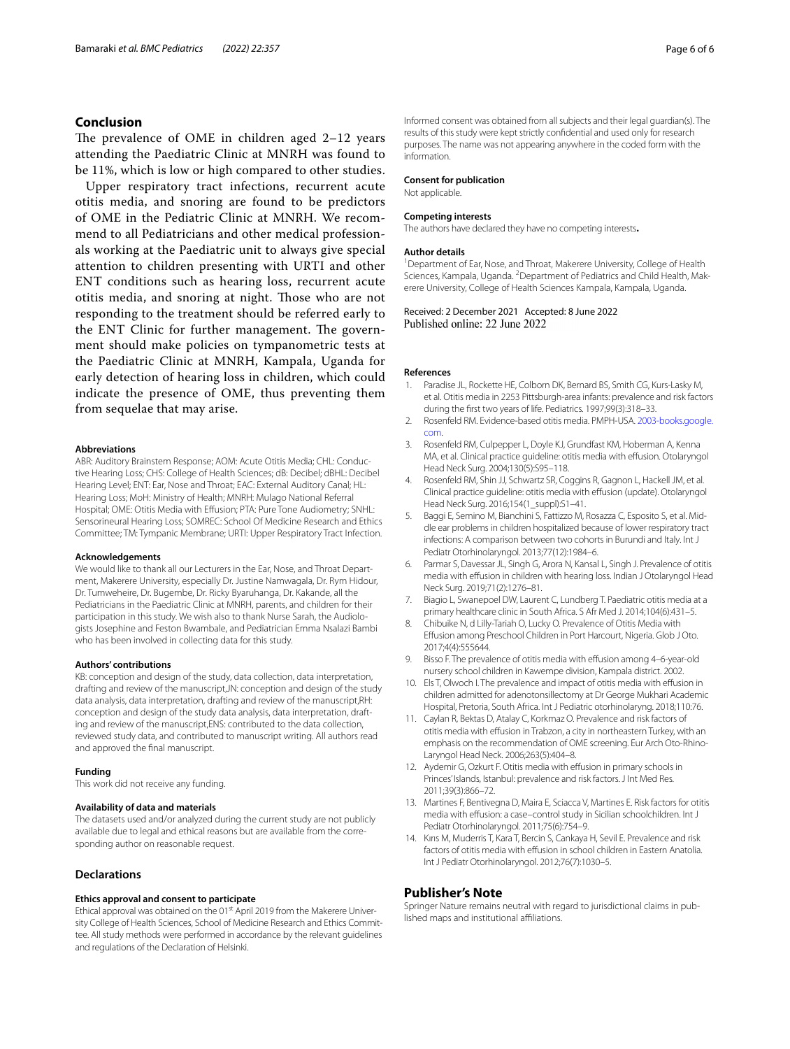## Conclusion

The prevalence of OME in children aged 2–12 years attending the Paediatric Clinic at MNRH was found to be 11%, which is low or high compared to other studies.

Upper respiratory tract infections, recurrent acute otitis media, and snoring are found to be predictors of OME in the Pediatric Clinic at MNRH. We recommend to all Pediatricians and other medical professionals working at the Paediatric unit to always give special attention to children presenting with URTI and other ENT conditions such as hearing loss, recurrent acute otitis media, and snoring at night. Those who are not responding to the treatment should be referred early to the ENT Clinic for further management. The government should make policies on tympanometric tests at the Paediatric Clinic at MNRH, Kampala, Uganda for early detection of hearing loss in children, which could indicate the presence of OME, thus preventing them from sequelae that may arise.

#### Abbreviations

ABR: Auditory Brainstem Response; AOM: Acute Otitis Media; CHL: Conductive Hearing Loss; CHS: College of Health Sciences; dB: Decibel; dBHL: Decibel Hearing Level; ENT: Ear, Nose and Throat; EAC: External Auditory Canal; HL: Hearing Loss; MoH: Ministry of Health; MNRH: Mulago National Referral Hospital; OME: Otitis Media with Effusion; PTA: Pure Tone Audiometry; SNHL: Sensorineural Hearing Loss; SOMREC: School Of Medicine Research and Ethics Committee; TM: Tympanic Membrane; URTI: Upper Respiratory Tract Infection.

#### Acknowledgements

We would like to thank all our Lecturers in the Ear, Nose, and Throat Department, Makerere University, especially Dr. Justine Namwagala, Dr. Rym Hidour, Dr. Tumweheire, Dr. Bugembe, Dr. Ricky Byaruhanga, Dr. Kakande, all the Pediatricians in the Paediatric Clinic at MNRH, parents, and children for their participation in this study. We wish also to thank Nurse Sarah, the Audiologists Josephine and Feston Bwambale, and Pediatrician Emma Nsalazi Bambi who has been involved in collecting data for this study.

#### Authors' contributions

KB: conception and design of the study, data collection, data interpretation, drafting and review of the manuscript,JN: conception and design of the study data analysis, data interpretation, drafting and review of the manuscript,RH: conception and design of the study data analysis, data interpretation, drafting and review of the manuscript,ENS: contributed to the data collection, reviewed study data, and contributed to manuscript writing. All authors read and approved the final manuscript.

#### Funding

This work did not receive any funding.

#### Availability of data and materials

The datasets used and/or analyzed during the current study are not publicly available due to legal and ethical reasons but are available from the corresponding author on reasonable request.

## Declarations

#### Ethics approval and consent to participate

Ethical approval was obtained on the 01st April 2019 from the Makerere University College of Health Sciences, School of Medicine Research and Ethics Committee. All study methods were performed in accordance by the relevant guidelines and regulations of the Declaration of Helsinki.

Informed consent was obtained from all subjects and their legal guardian(s). The results of this study were kept strictly confidential and used only for research purposes. The name was not appearing anywhere in the coded form with the information.

#### Consent for publication

Not applicable.

#### Competing interests

The authors have declared they have no competing interests**.**

#### Author details

[1]Department of Ear, Nose, and Throat, Makerere University, College of Health Sciences, Kampala, Uganda. [2]Department of Pediatrics and Child Health, Makerere University, College of Health Sciences Kampala, Kampala, Uganda.

Received: 2 December 2021 Accepted: 8 June 2022
Published online: 22 June 2022

#### References

1. Paradise JL, Rockette HE, Colborn DK, Bernard BS, Smith CG, Kurs-Lasky M, et al. Otitis media in 2253 Pittsburgh-area infants: prevalence and risk factors during the first two years of life. Pediatrics. 1997;99(3):318–33.
2. Rosenfeld RM. Evidence-based otitis media. PMPH-USA. 2003-books.google.com.
3. Rosenfeld RM, Culpepper L, Doyle KJ, Grundfast KM, Hoberman A, Kenna MA, et al. Clinical practice guideline: otitis media with effusion. Otolaryngol Head Neck Surg. 2004;130(5):S95–118.
4. Rosenfeld RM, Shin JJ, Schwartz SR, Coggins R, Gagnon L, Hackell JM, et al. Clinical practice guideline: otitis media with effusion (update). Otolaryngol Head Neck Surg. 2016;154(1_suppl):S1–41.
5. Baggi E, Semino M, Bianchini S, Fattizzo M, Rosazza C, Esposito S, et al. Middle ear problems in children hospitalized because of lower respiratory tract infections: A comparison between two cohorts in Burundi and Italy. Int J Pediatr Otorhinolaryngol. 2013;77(12):1984–6.
6. Parmar S, Davessar JL, Singh G, Arora N, Kansal L, Singh J. Prevalence of otitis media with effusion in children with hearing loss. Indian J Otolaryngol Head Neck Surg. 2019;71(2):1276–81.
7. Biagio L, Swanepoel DW, Laurent C, Lundberg T. Paediatric otitis media at a primary healthcare clinic in South Africa. S Afr Med J. 2014;104(6):431–5.
8. Chibuike N, d Lilly-Tariah O, Lucky O. Prevalence of Otitis Media with Effusion among Preschool Children in Port Harcourt, Nigeria. Glob J Oto. 2017;4(4):555644.
9. Bisso F. The prevalence of otitis media with effusion among 4–6-year-old nursery school children in Kawempe division, Kampala district. 2002.
10. Els T, Olwoch I. The prevalence and impact of otitis media with effusion in children admitted for adenotonsillectomy at Dr George Mukhari Academic Hospital, Pretoria, South Africa. Int J Pediatric otorhinolaryng. 2018;110:76.
11. Caylan R, Bektas D, Atalay C, Korkmaz O. Prevalence and risk factors of otitis media with effusion in Trabzon, a city in northeastern Turkey, with an emphasis on the recommendation of OME screening. Eur Arch Oto-Rhino-Laryngol Head Neck. 2006;263(5):404–8.
12. Aydemir G, Ozkurt F. Otitis media with effusion in primary schools in Princes' Islands, Istanbul: prevalence and risk factors. J Int Med Res. 2011;39(3):866–72.
13. Martines F, Bentivegna D, Maira E, Sciacca V, Martines E. Risk factors for otitis media with effusion: a case–control study in Sicilian schoolchildren. Int J Pediatr Otorhinolaryngol. 2011;75(6):754–9.
14. Kırıs M, Muderris T, Kara T, Bercin S, Cankaya H, Sevil E. Prevalence and risk factors of otitis media with effusion in school children in Eastern Anatolia. Int J Pediatr Otorhinolaryngol. 2012;76(7):1030–5.

## Publisher's Note

Springer Nature remains neutral with regard to jurisdictional claims in published maps and institutional affiliations.